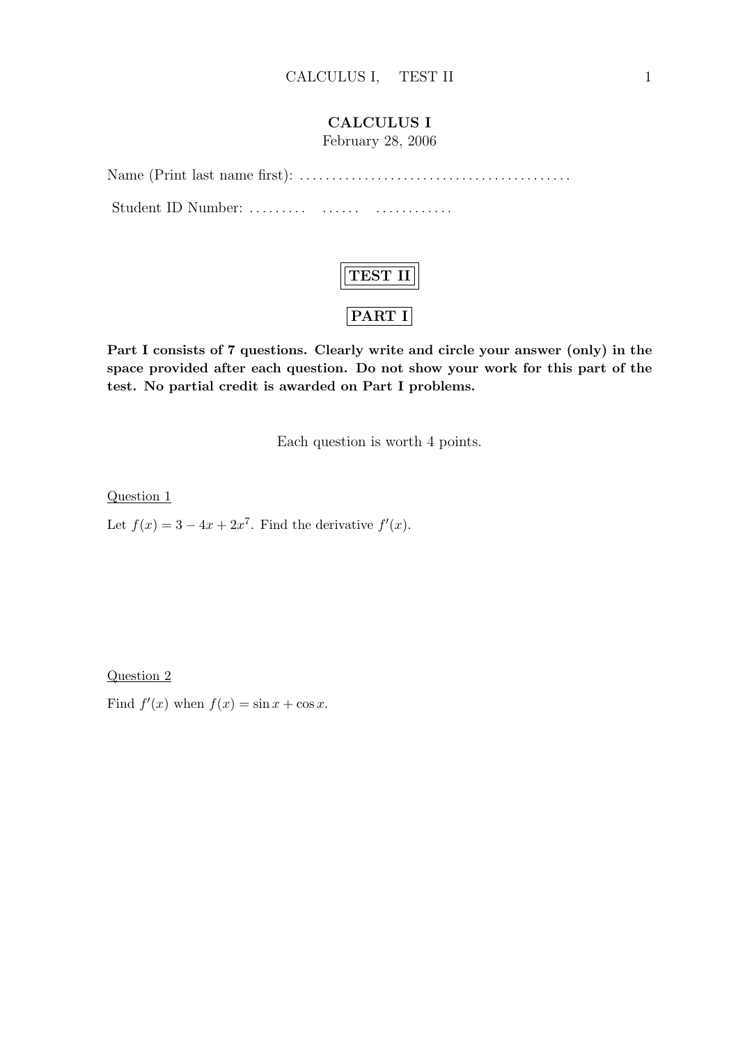# CALCULUS I

February 28, 2006

Name (Print last name first): ........................................

Student ID Number: ......... ...... ............

## TEST II

## PART I

**Part I consists of 7 questions. Clearly write and circle your answer (only) in the space provided after each question. Do not show your work for this part of the test. No partial credit is awarded on Part I problems.**

Each question is worth 4 points.

Question 1

Let $f(x) = 3 - 4x + 2x^7$. Find the derivative $f'(x)$.

Question 2

Find $f'(x)$ when $f(x) = \sin x + \cos x$.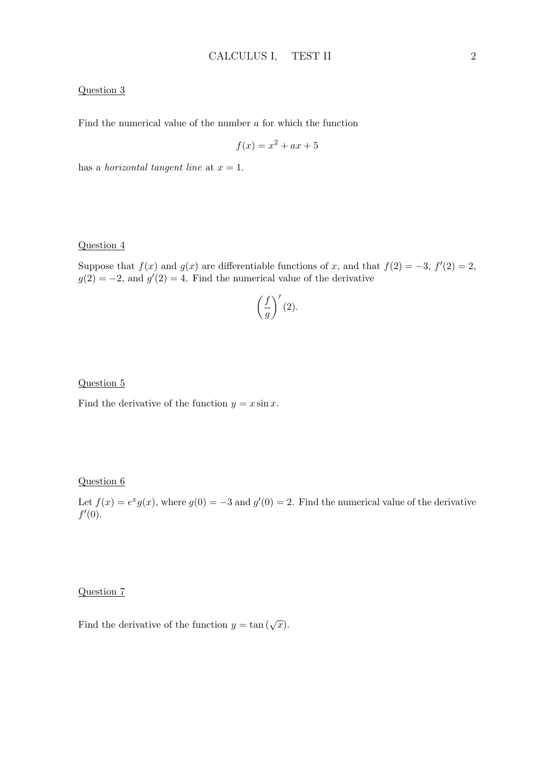Question 3

Find the numerical value of the number $a$ for which the function

$$f(x) = x^2 + ax + 5$$

has a *horizontal tangent line* at $x = 1$.

Question 4

Suppose that $f(x)$ and $g(x)$ are differentiable functions of $x$, and that $f(2) = -3$, $f'(2) = 2$, $g(2) = -2$, and $g'(2) = 4$. Find the numerical value of the derivative

$$\left(\frac{f}{g}\right)'(2).$$

Question 5

Find the derivative of the function $y = x \sin x$.

Question 6

Let $f(x) = e^x g(x)$, where $g(0) = -3$ and $g'(0) = 2$. Find the numerical value of the derivative $f'(0)$.

Question 7

Find the derivative of the function $y = \tan(\sqrt{x})$.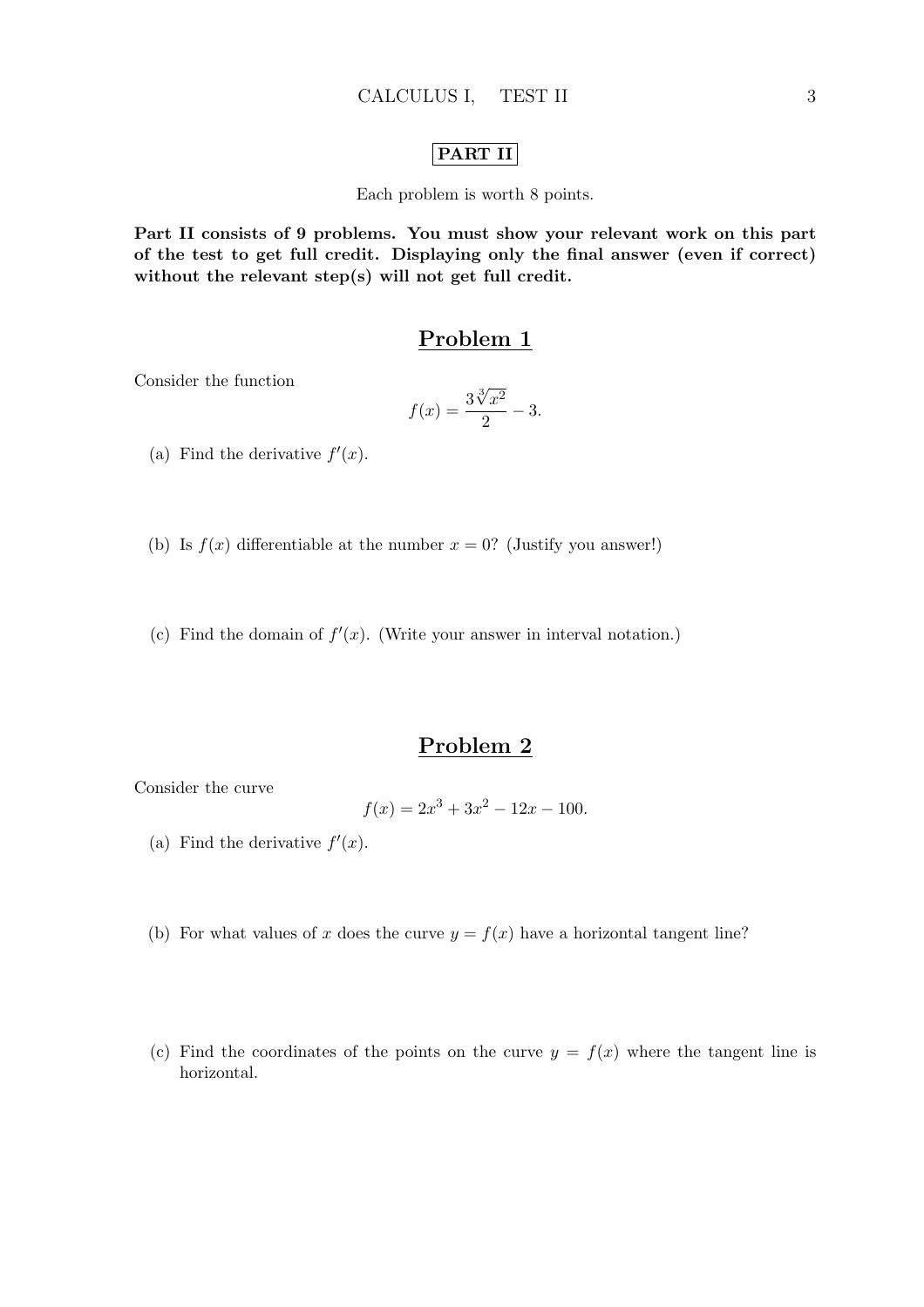# PART II

Each problem is worth 8 points.

**Part II consists of 9 problems. You must show your relevant work on this part of the test to get full credit. Displaying only the final answer (even if correct) without the relevant step(s) will not get full credit.**

## Problem 1

Consider the function

$$f(x) = \frac{3\sqrt[3]{x^2}}{2} - 3.$$

(a) Find the derivative $f'(x)$.

(b) Is $f(x)$ differentiable at the number $x = 0$? (Justify you answer!)

(c) Find the domain of $f'(x)$. (Write your answer in interval notation.)

## Problem 2

Consider the curve

$$f(x) = 2x^3 + 3x^2 - 12x - 100.$$

(a) Find the derivative $f'(x)$.

(b) For what values of $x$ does the curve $y = f(x)$ have a horizontal tangent line?

(c) Find the coordinates of the points on the curve $y = f(x)$ where the tangent line is horizontal.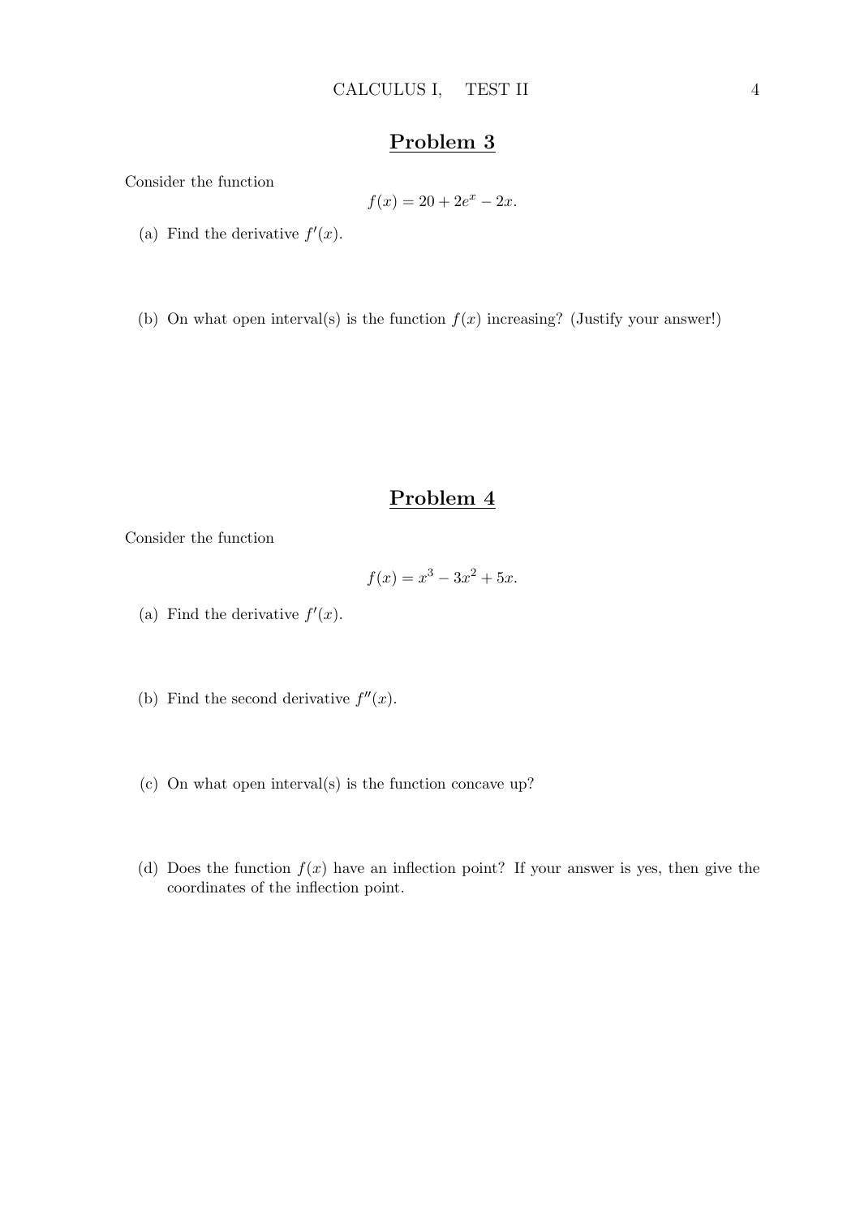## Problem 3

Consider the function

$$f(x) = 20 + 2e^x - 2x.$$

(a) Find the derivative $f'(x)$.

(b) On what open interval(s) is the function $f(x)$ increasing? (Justify your answer!)

## Problem 4

Consider the function

$$f(x) = x^3 - 3x^2 + 5x.$$

(a) Find the derivative $f'(x)$.

(b) Find the second derivative $f''(x)$.

(c) On what open interval(s) is the function concave up?

(d) Does the function $f(x)$ have an inflection point? If your answer is yes, then give the coordinates of the inflection point.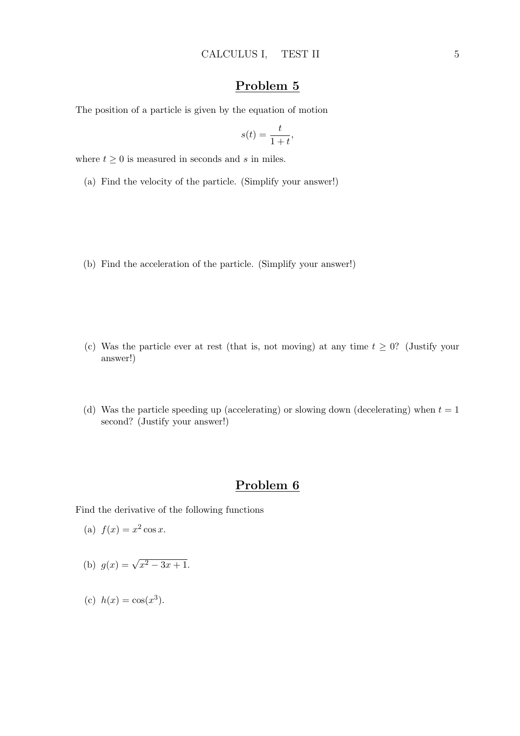## Problem 5

The position of a particle is given by the equation of motion

$$s(t) = \frac{t}{1+t},$$

where $t \geq 0$ is measured in seconds and $s$ in miles.

(a) Find the velocity of the particle. (Simplify your answer!)

(b) Find the acceleration of the particle. (Simplify your answer!)

(c) Was the particle ever at rest (that is, not moving) at any time $t \geq 0$? (Justify your answer!)

(d) Was the particle speeding up (accelerating) or slowing down (decelerating) when $t = 1$ second? (Justify your answer!)

## Problem 6

Find the derivative of the following functions

(a) $f(x) = x^2 \cos x$.

(b) $g(x) = \sqrt{x^2 - 3x + 1}$.

(c) $h(x) = \cos(x^3)$.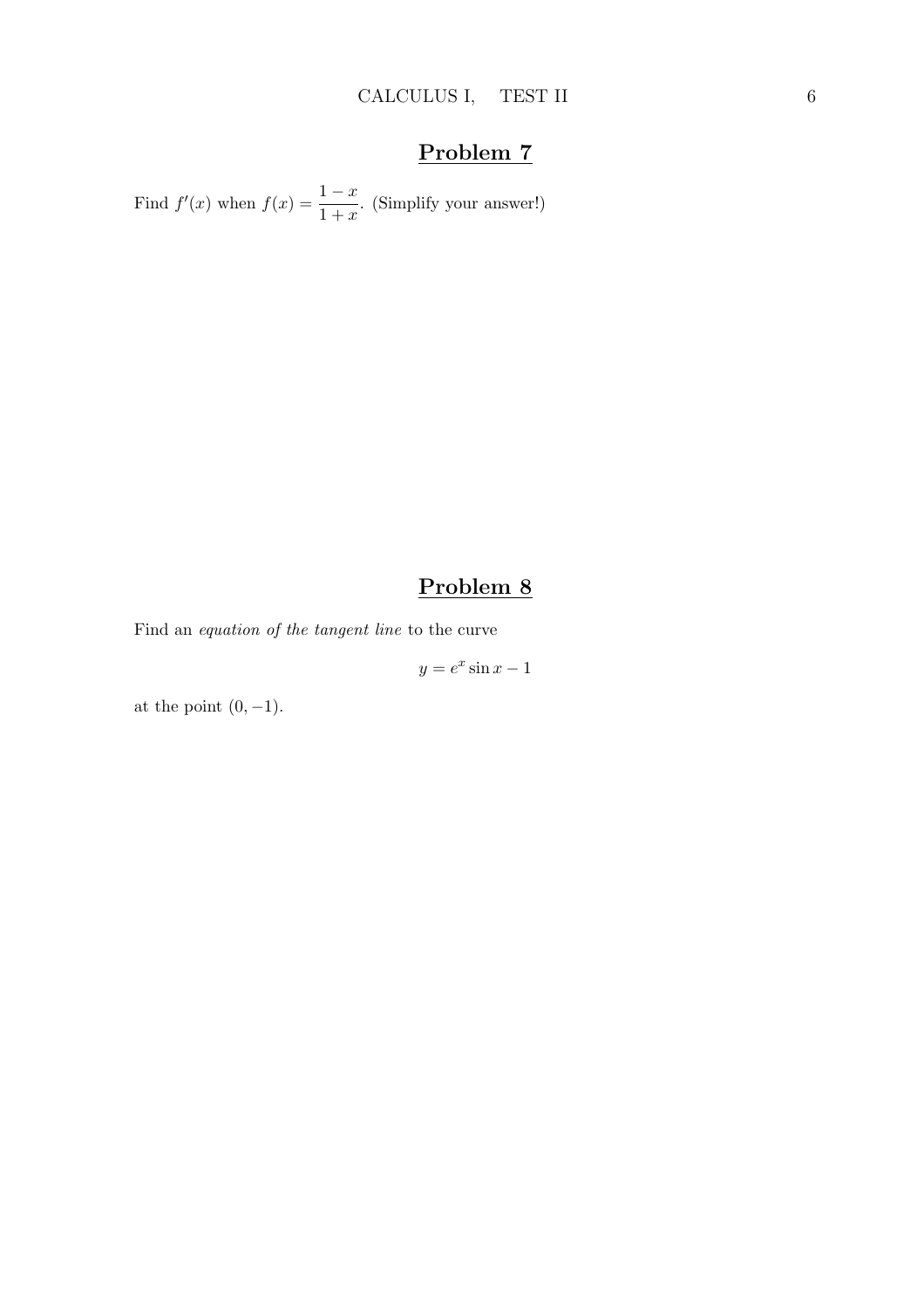## Problem 7

Find $f'(x)$ when $f(x) = \dfrac{1-x}{1+x}$. (Simplify your answer!)

## Problem 8

Find an *equation of the tangent line* to the curve

$$y = e^x \sin x - 1$$

at the point $(0, -1)$.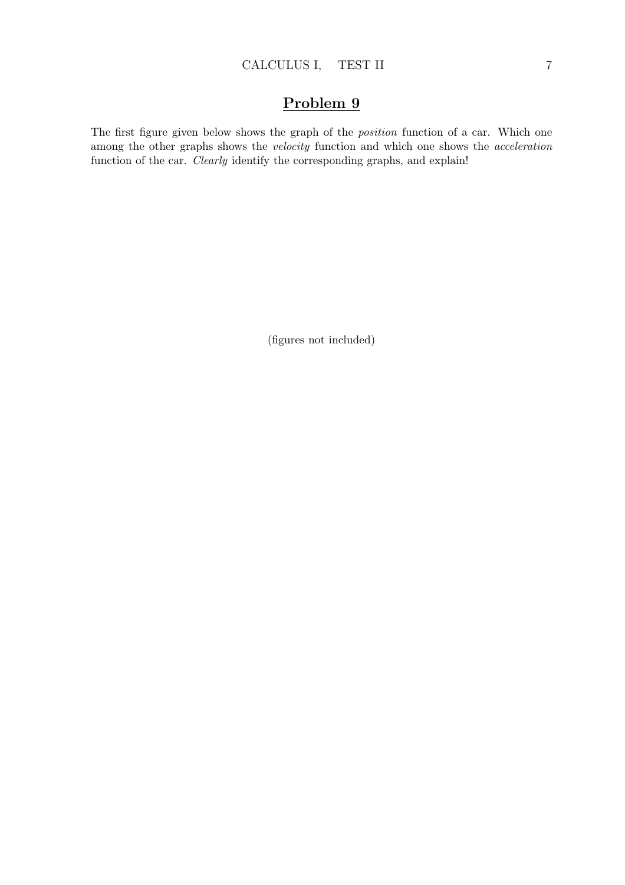## Problem 9

The first figure given below shows the graph of the *position* function of a car. Which one among the other graphs shows the *velocity* function and which one shows the *acceleration* function of the car. *Clearly* identify the corresponding graphs, and explain!

(figures not included)